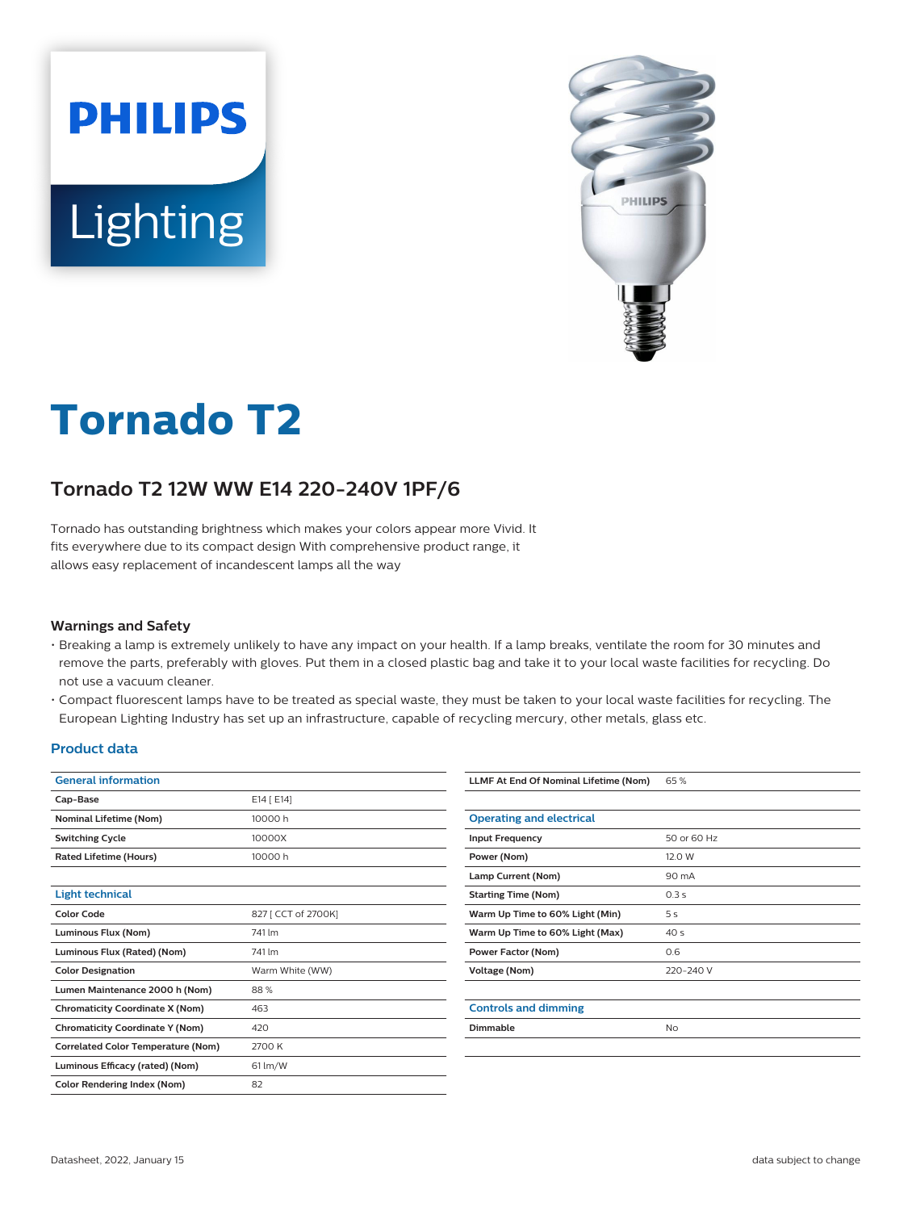# Tornado T2

## Tornado T2 12W WW E14 220-240V 1PF/6

Tornado has outstanding brightness which makes your colors appear more Vivid. It fits everywhere due to its compact design With comprehensive product range, it allows easy replacement of incandescent lamps all the way

### Warnings and Safety

- Breaking a lamp is extremely unlikely to have any impact on your health. If a lamp breaks, ventilate the room for 30 minutes and remove the parts, preferably with gloves. Put them in a closed plastic bag and take it to your local waste facilities for recycling. Do not use a vacuum cleaner.
- Compact fluorescent lamps have to be treated as special waste, they must be taken to your local waste facilities for recycling. The European Lighting Industry has set up an infrastructure, capable of recycling mercury, other metals, glass etc.

## Product data

| General information | |
|---|---|
| Cap-Base | E14 [ E14] |
| Nominal Lifetime (Nom) | 10000 h |
| Switching Cycle | 10000X |
| Rated Lifetime (Hours) | 10000 h |

| Light technical | |
|---|---|
| Color Code | 827 [ CCT of 2700K] |
| Luminous Flux (Nom) | 741 lm |
| Luminous Flux (Rated) (Nom) | 741 lm |
| Color Designation | Warm White (WW) |
| Lumen Maintenance 2000 h (Nom) | 88 % |
| Chromaticity Coordinate X (Nom) | 463 |
| Chromaticity Coordinate Y (Nom) | 420 |
| Correlated Color Temperature (Nom) | 2700 K |
| Luminous Efficacy (rated) (Nom) | 61 lm/W |
| Color Rendering Index (Nom) | 82 |
| LLMF At End Of Nominal Lifetime (Nom) | 65 % |

| Operating and electrical | |
|---|---|
| Input Frequency | 50 or 60 Hz |
| Power (Nom) | 12.0 W |
| Lamp Current (Nom) | 90 mA |
| Starting Time (Nom) | 0.3 s |
| Warm Up Time to 60% Light (Min) | 5 s |
| Warm Up Time to 60% Light (Max) | 40 s |
| Power Factor (Nom) | 0.6 |
| Voltage (Nom) | 220-240 V |

| Controls and dimming | |
|---|---|
| Dimmable | No |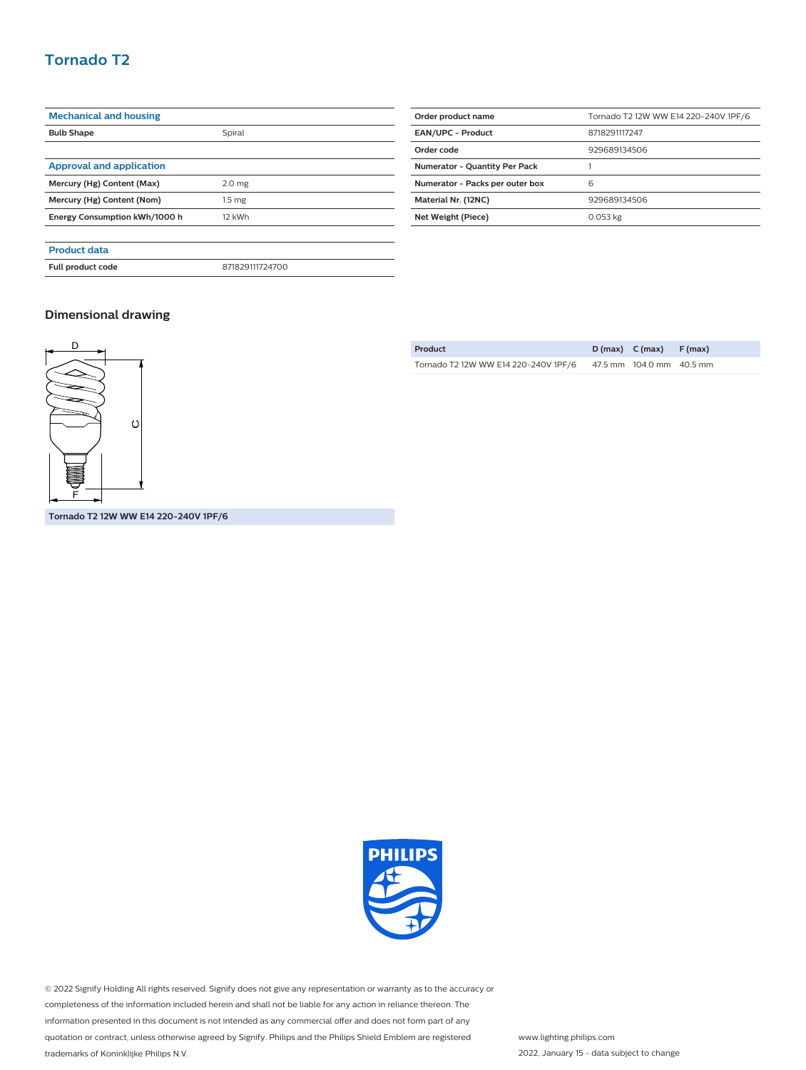# Tornado T2

| Mechanical and housing | |
|---|---|
| Bulb Shape | Spiral |

| Approval and application | |
|---|---|
| Mercury (Hg) Content (Max) | 2.0 mg |
| Mercury (Hg) Content (Nom) | 1.5 mg |
| Energy Consumption kWh/1000 h | 12 kWh |

| Product data | |
|---|---|
| Full product code | 871829111724700 |

| | |
|---|---|
| Order product name | Tornado T2 12W WW E14 220-240V 1PF/6 |
| EAN/UPC - Product | 8718291117247 |
| Order code | 929689134506 |
| Numerator - Quantity Per Pack | 1 |
| Numerator - Packs per outer box | 6 |
| Material Nr. (12NC) | 929689134506 |
| Net Weight (Piece) | 0.053 kg |

## Dimensional drawing

D

C

F

**Tornado T2 12W WW E14 220-240V 1PF/6**

| Product | D (max) | C (max) | F (max) |
|---|---|---|---|
| Tornado T2 12W WW E14 220-240V 1PF/6 | 47.5 mm | 104.0 mm | 40.5 mm |

PHILIPS

© 2022 Signify Holding All rights reserved. Signify does not give any representation or warranty as to the accuracy or completeness of the information included herein and shall not be liable for any action in reliance thereon. The information presented in this document is not intended as any commercial offer and does not form part of any quotation or contract, unless otherwise agreed by Signify. Philips and the Philips Shield Emblem are registered trademarks of Koninklijke Philips N.V.

www.lighting.philips.com

2022, January 15 - data subject to change